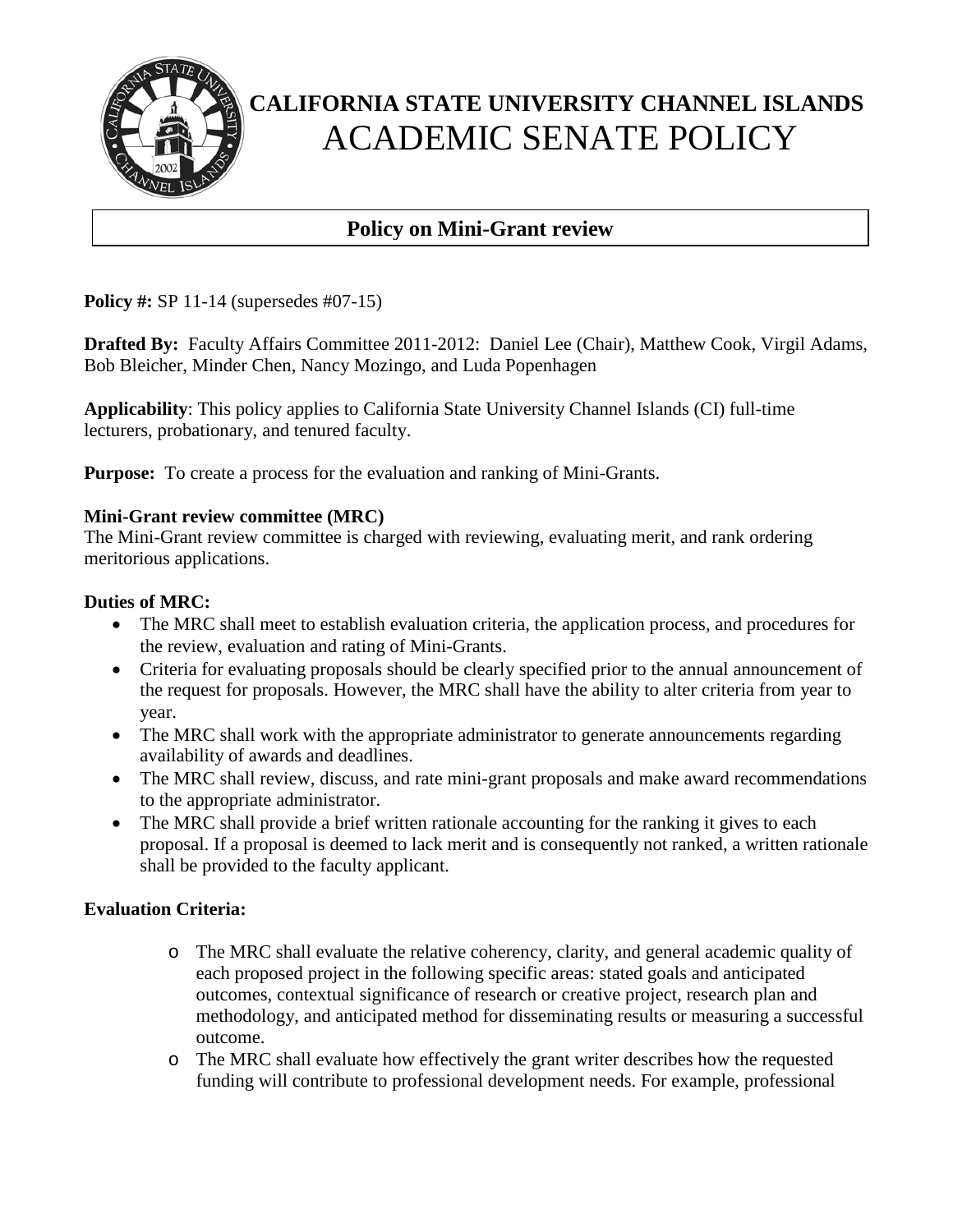# CALIFORNIA STATE UNIVERSITY CHANNEL ISLANDS
# ACADEMIC SENATE POLICY

## Policy on Mini-Grant review

**Policy #:** SP 11-14 (supersedes #07-15)

**Drafted By:** Faculty Affairs Committee 2011-2012: Daniel Lee (Chair), Matthew Cook, Virgil Adams, Bob Bleicher, Minder Chen, Nancy Mozingo, and Luda Popenhagen

**Applicability**: This policy applies to California State University Channel Islands (CI) full-time lecturers, probationary, and tenured faculty.

**Purpose:** To create a process for the evaluation and ranking of Mini-Grants.

**Mini-Grant review committee (MRC)**
The Mini-Grant review committee is charged with reviewing, evaluating merit, and rank ordering meritorious applications.

**Duties of MRC:**

- The MRC shall meet to establish evaluation criteria, the application process, and procedures for the review, evaluation and rating of Mini-Grants.
- Criteria for evaluating proposals should be clearly specified prior to the annual announcement of the request for proposals. However, the MRC shall have the ability to alter criteria from year to year.
- The MRC shall work with the appropriate administrator to generate announcements regarding availability of awards and deadlines.
- The MRC shall review, discuss, and rate mini-grant proposals and make award recommendations to the appropriate administrator.
- The MRC shall provide a brief written rationale accounting for the ranking it gives to each proposal. If a proposal is deemed to lack merit and is consequently not ranked, a written rationale shall be provided to the faculty applicant.

**Evaluation Criteria:**

- The MRC shall evaluate the relative coherency, clarity, and general academic quality of each proposed project in the following specific areas: stated goals and anticipated outcomes, contextual significance of research or creative project, research plan and methodology, and anticipated method for disseminating results or measuring a successful outcome.
- The MRC shall evaluate how effectively the grant writer describes how the requested funding will contribute to professional development needs. For example, professional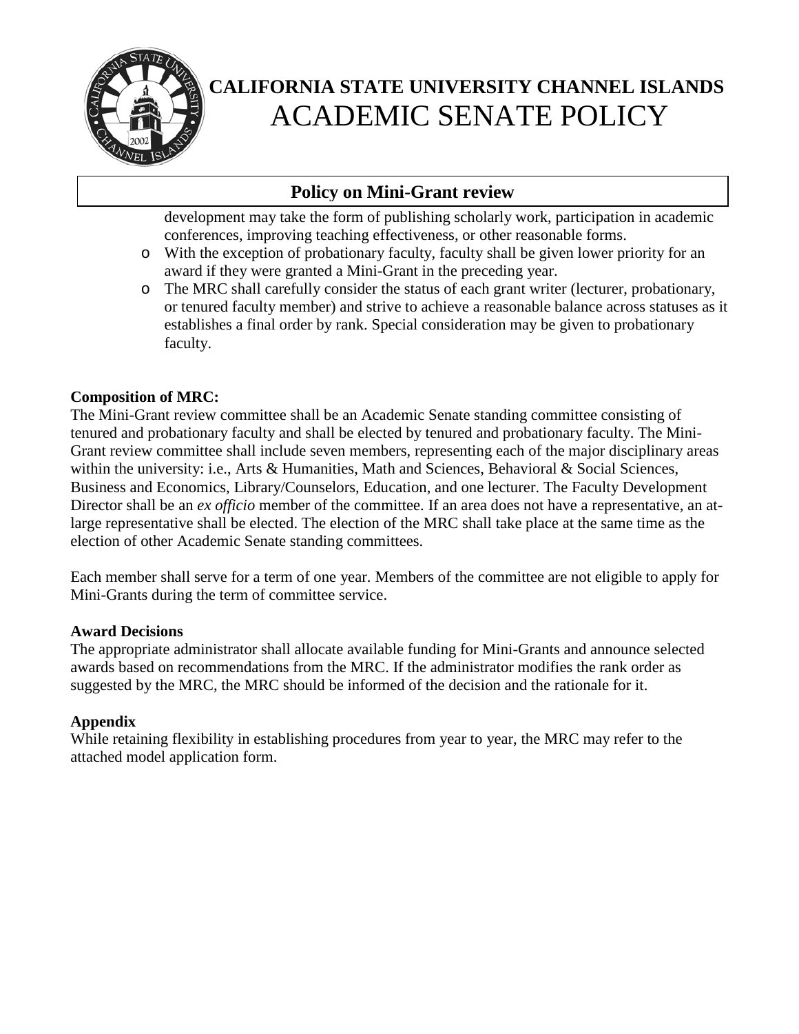development may take the form of publishing scholarly work, participation in academic conferences, improving teaching effectiveness, or other reasonable forms.

- With the exception of probationary faculty, faculty shall be given lower priority for an award if they were granted a Mini-Grant in the preceding year.
- The MRC shall carefully consider the status of each grant writer (lecturer, probationary, or tenured faculty member) and strive to achieve a reasonable balance across statuses as it establishes a final order by rank. Special consideration may be given to probationary faculty.

**Composition of MRC:**

The Mini-Grant review committee shall be an Academic Senate standing committee consisting of tenured and probationary faculty and shall be elected by tenured and probationary faculty. The Mini-Grant review committee shall include seven members, representing each of the major disciplinary areas within the university: i.e., Arts & Humanities, Math and Sciences, Behavioral & Social Sciences, Business and Economics, Library/Counselors, Education, and one lecturer. The Faculty Development Director shall be an *ex officio* member of the committee. If an area does not have a representative, an at-large representative shall be elected. The election of the MRC shall take place at the same time as the election of other Academic Senate standing committees.

Each member shall serve for a term of one year. Members of the committee are not eligible to apply for Mini-Grants during the term of committee service.

**Award Decisions**

The appropriate administrator shall allocate available funding for Mini-Grants and announce selected awards based on recommendations from the MRC. If the administrator modifies the rank order as suggested by the MRC, the MRC should be informed of the decision and the rationale for it.

**Appendix**

While retaining flexibility in establishing procedures from year to year, the MRC may refer to the attached model application form.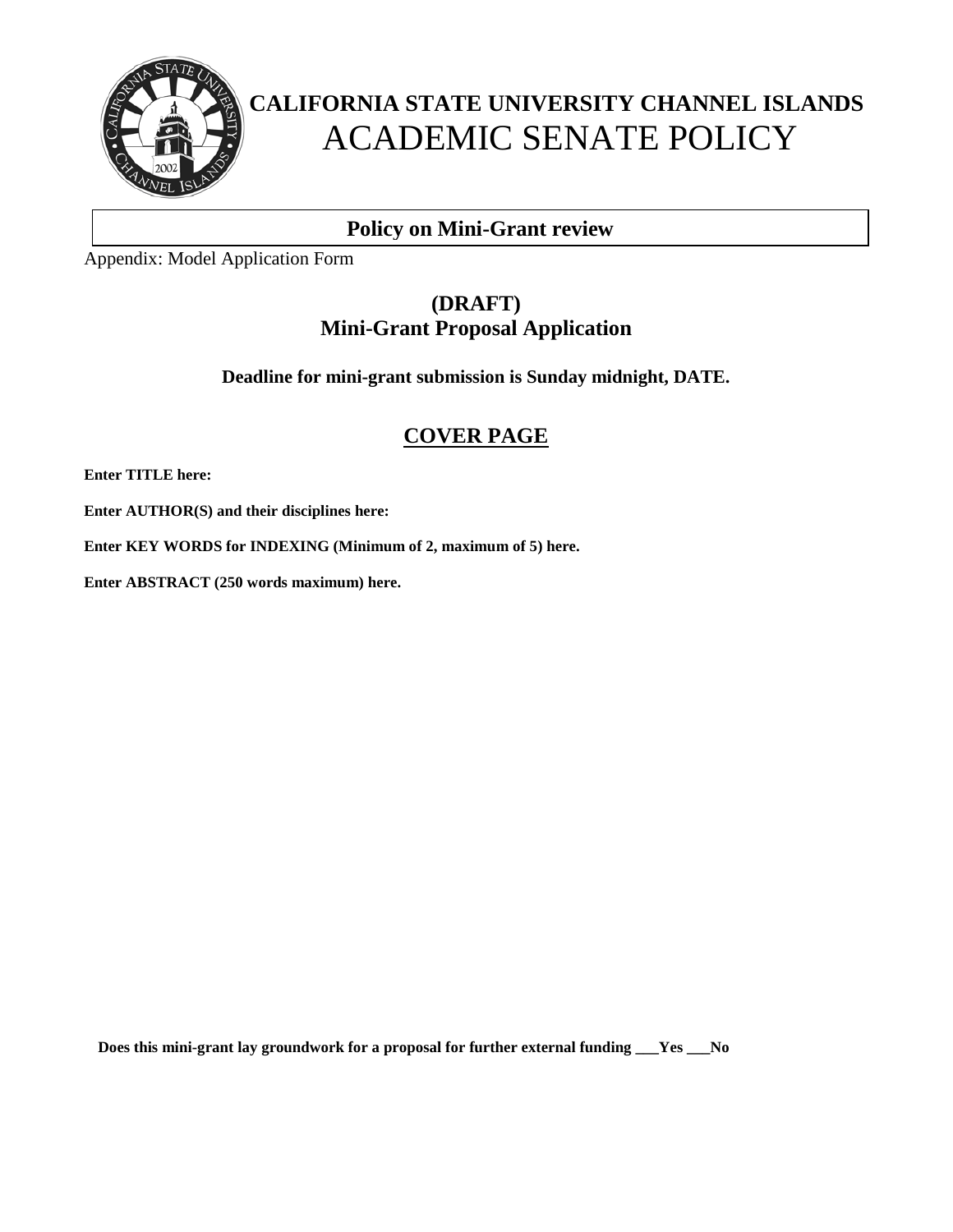**CALIFORNIA STATE UNIVERSITY CHANNEL ISLANDS**
ACADEMIC SENATE POLICY

## Policy on Mini-Grant review

Appendix: Model Application Form

### (DRAFT)
### Mini-Grant Proposal Application

**Deadline for mini-grant submission is Sunday midnight, DATE.**

## COVER PAGE

**Enter TITLE here:**

**Enter AUTHOR(S) and their disciplines here:**

**Enter KEY WORDS for INDEXING (Minimum of 2, maximum of 5) here.**

**Enter ABSTRACT (250 words maximum) here.**

**Does this mini-grant lay groundwork for a proposal for further external funding ___Yes ___No**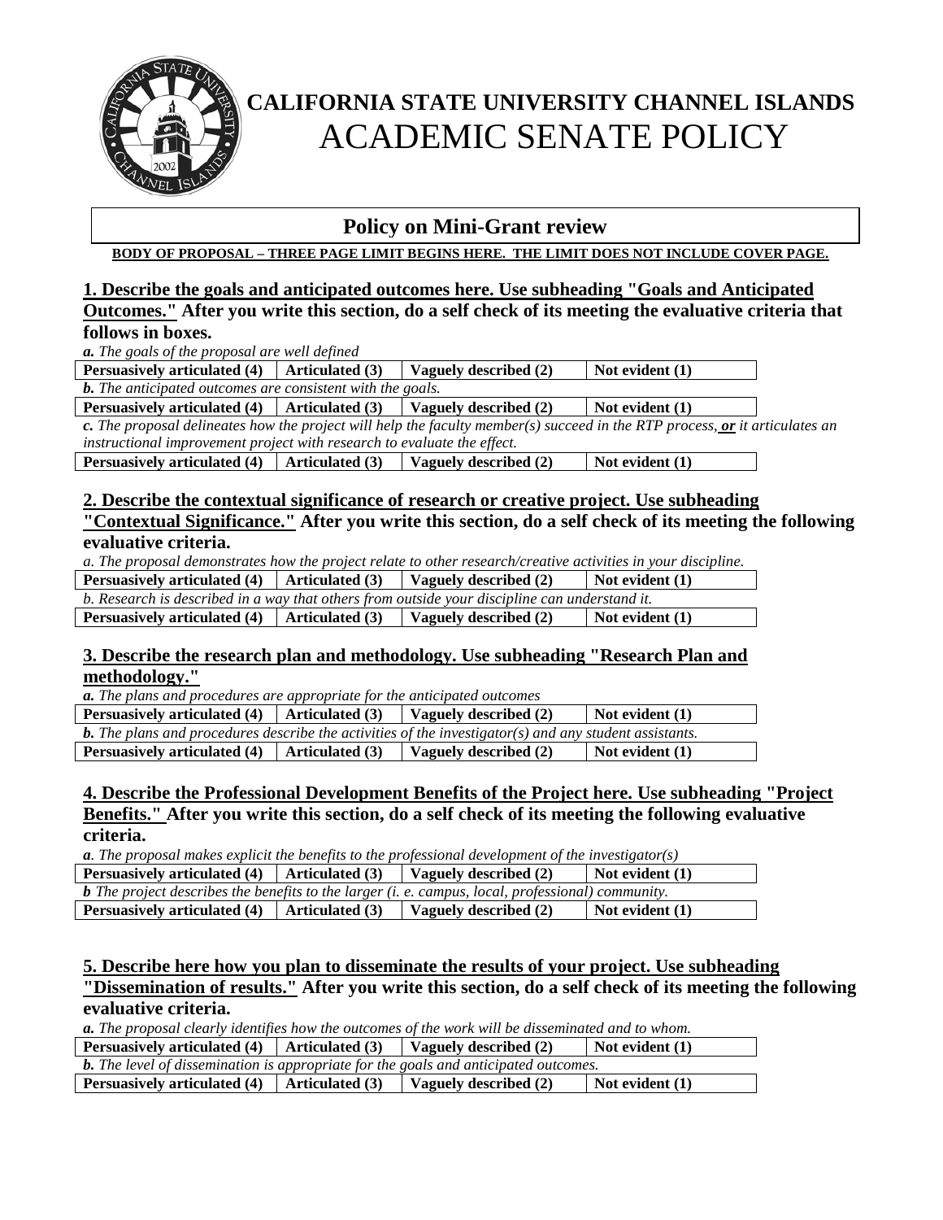**CALIFORNIA STATE UNIVERSITY CHANNEL ISLANDS**
ACADEMIC SENATE POLICY

## Policy on Mini-Grant review

**BODY OF PROPOSAL – THREE PAGE LIMIT BEGINS HERE. THE LIMIT DOES NOT INCLUDE COVER PAGE.**

### 1. Describe the goals and anticipated outcomes here. Use subheading "Goals and Anticipated Outcomes." After you write this section, do a self check of its meeting the evaluative criteria that follows in boxes.

***a.*** *The goals of the proposal are well defined*

| Persuasively articulated (4) | Articulated (3) | Vaguely described (2) | Not evident (1) |
|---|---|---|---|

***b.*** *The anticipated outcomes are consistent with the goals.*

| Persuasively articulated (4) | Articulated (3) | Vaguely described (2) | Not evident (1) |
|---|---|---|---|

***c.*** *The proposal delineates how the project will help the faculty member(s) succeed in the RTP process,* ***or*** *it articulates an instructional improvement project with research to evaluate the effect.*

| Persuasively articulated (4) | Articulated (3) | Vaguely described (2) | Not evident (1) |
|---|---|---|---|

### 2. Describe the contextual significance of research or creative project. Use subheading "Contextual Significance." After you write this section, do a self check of its meeting the following evaluative criteria.

*a. The proposal demonstrates how the project relate to other research/creative activities in your discipline.*

| Persuasively articulated (4) | Articulated (3) | Vaguely described (2) | Not evident (1) |
|---|---|---|---|

*b. Research is described in a way that others from outside your discipline can understand it.*

| Persuasively articulated (4) | Articulated (3) | Vaguely described (2) | Not evident (1) |
|---|---|---|---|

### 3. Describe the research plan and methodology. Use subheading "Research Plan and methodology."

***a.*** *The plans and procedures are appropriate for the anticipated outcomes*

| Persuasively articulated (4) | Articulated (3) | Vaguely described (2) | Not evident (1) |
|---|---|---|---|

***b.*** *The plans and procedures describe the activities of the investigator(s) and any student assistants.*

| Persuasively articulated (4) | Articulated (3) | Vaguely described (2) | Not evident (1) |
|---|---|---|---|

### 4. Describe the Professional Development Benefits of the Project here. Use subheading "Project Benefits." After you write this section, do a self check of its meeting the following evaluative criteria.

***a****. The proposal makes explicit the benefits to the professional development of the investigator(s)*

| Persuasively articulated (4) | Articulated (3) | Vaguely described (2) | Not evident (1) |
|---|---|---|---|

***b*** *The project describes the benefits to the larger (i. e. campus, local, professional) community.*

| Persuasively articulated (4) | Articulated (3) | Vaguely described (2) | Not evident (1) |
|---|---|---|---|

### 5. Describe here how you plan to disseminate the results of your project. Use subheading "Dissemination of results." After you write this section, do a self check of its meeting the following evaluative criteria.

***a.*** *The proposal clearly identifies how the outcomes of the work will be disseminated and to whom.*

| Persuasively articulated (4) | Articulated (3) | Vaguely described (2) | Not evident (1) |
|---|---|---|---|

***b.*** *The level of dissemination is appropriate for the goals and anticipated outcomes.*

| Persuasively articulated (4) | Articulated (3) | Vaguely described (2) | Not evident (1) |
|---|---|---|---|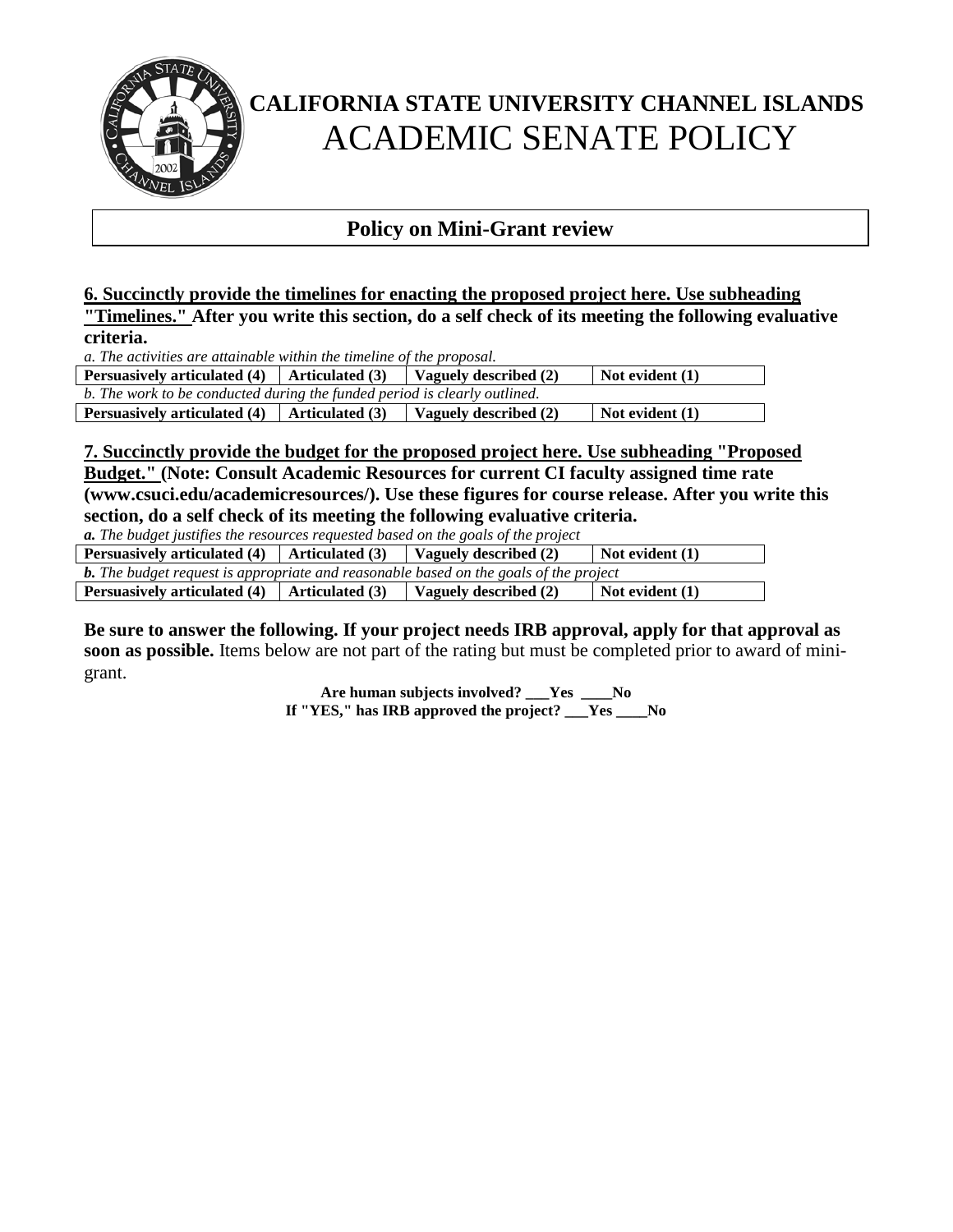**CALIFORNIA STATE UNIVERSITY CHANNEL ISLANDS**
ACADEMIC SENATE POLICY

## Policy on Mini-Grant review

**6. Succinctly provide the timelines for enacting the proposed project here. Use subheading "Timelines." After you write this section, do a self check of its meeting the following evaluative criteria.**

*a. The activities are attainable within the timeline of the proposal.*

| | | | |
|---|---|---|---|
| **Persuasively articulated (4)** | **Articulated (3)** | **Vaguely described (2)** | **Not evident (1)** |

*b. The work to be conducted during the funded period is clearly outlined.*

| | | | |
|---|---|---|---|
| **Persuasively articulated (4)** | **Articulated (3)** | **Vaguely described (2)** | **Not evident (1)** |

**7. Succinctly provide the budget for the proposed project here. Use subheading "Proposed Budget." (Note: Consult Academic Resources for current CI faculty assigned time rate (www.csuci.edu/academicresources/). Use these figures for course release. After you write this section, do a self check of its meeting the following evaluative criteria.**

***a.*** *The budget justifies the resources requested based on the goals of the project*

| | | | |
|---|---|---|---|
| **Persuasively articulated (4)** | **Articulated (3)** | **Vaguely described (2)** | **Not evident (1)** |

***b.*** *The budget request is appropriate and reasonable based on the goals of the project*

| | | | |
|---|---|---|---|
| **Persuasively articulated (4)** | **Articulated (3)** | **Vaguely described (2)** | **Not evident (1)** |

**Be sure to answer the following. If your project needs IRB approval, apply for that approval as soon as possible.** Items below are not part of the rating but must be completed prior to award of mini-grant.

**Are human subjects involved? ___Yes ____No**
**If "YES," has IRB approved the project? ___Yes ____No**